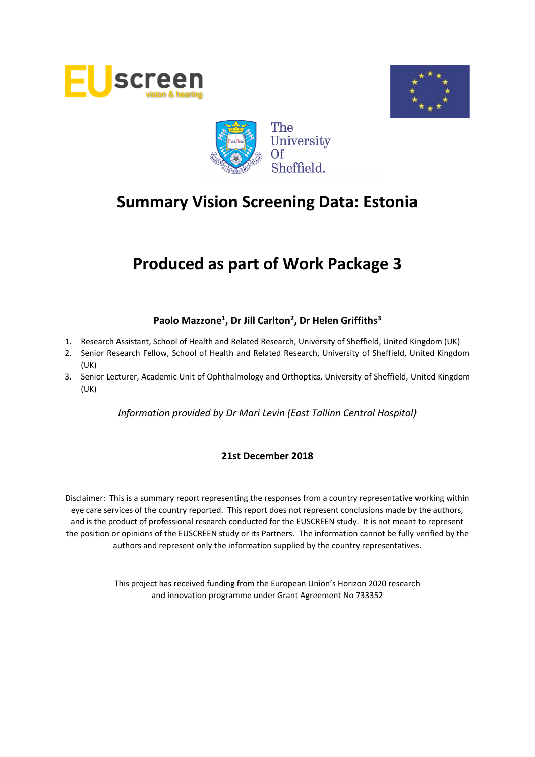# Summary Vision Screening Data: Estonia

# Produced as part of Work Package 3

**Paolo Mazzone[1], Dr Jill Carlton[2], Dr Helen Griffiths[3]**

1. Research Assistant, School of Health and Related Research, University of Sheffield, United Kingdom (UK)
2. Senior Research Fellow, School of Health and Related Research, University of Sheffield, United Kingdom (UK)
3. Senior Lecturer, Academic Unit of Ophthalmology and Orthoptics, University of Sheffield, United Kingdom (UK)

*Information provided by Dr Mari Levin (East Tallinn Central Hospital)*

**21st December 2018**

Disclaimer: This is a summary report representing the responses from a country representative working within eye care services of the country reported. This report does not represent conclusions made by the authors, and is the product of professional research conducted for the EUSCREEN study. It is not meant to represent the position or opinions of the EUSCREEN study or its Partners. The information cannot be fully verified by the authors and represent only the information supplied by the country representatives.

This project has received funding from the European Union's Horizon 2020 research and innovation programme under Grant Agreement No 733352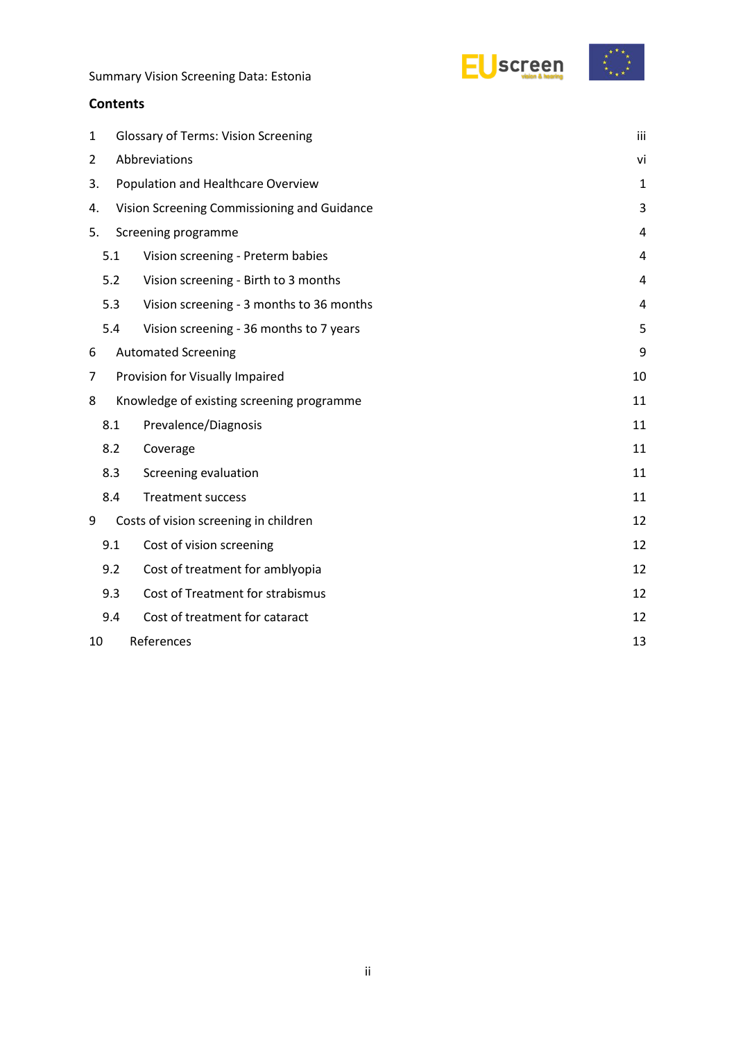## Contents

| | | |
|---|---|---|
| 1 | Glossary of Terms: Vision Screening | iii |
| 2 | Abbreviations | vi |
| 3. | Population and Healthcare Overview | 1 |
| 4. | Vision Screening Commissioning and Guidance | 3 |
| 5. | Screening programme | 4 |
| 5.1 | Vision screening - Preterm babies | 4 |
| 5.2 | Vision screening - Birth to 3 months | 4 |
| 5.3 | Vision screening - 3 months to 36 months | 4 |
| 5.4 | Vision screening - 36 months to 7 years | 5 |
| 6 | Automated Screening | 9 |
| 7 | Provision for Visually Impaired | 10 |
| 8 | Knowledge of existing screening programme | 11 |
| 8.1 | Prevalence/Diagnosis | 11 |
| 8.2 | Coverage | 11 |
| 8.3 | Screening evaluation | 11 |
| 8.4 | Treatment success | 11 |
| 9 | Costs of vision screening in children | 12 |
| 9.1 | Cost of vision screening | 12 |
| 9.2 | Cost of treatment for amblyopia | 12 |
| 9.3 | Cost of Treatment for strabismus | 12 |
| 9.4 | Cost of treatment for cataract | 12 |
| 10 | References | 13 |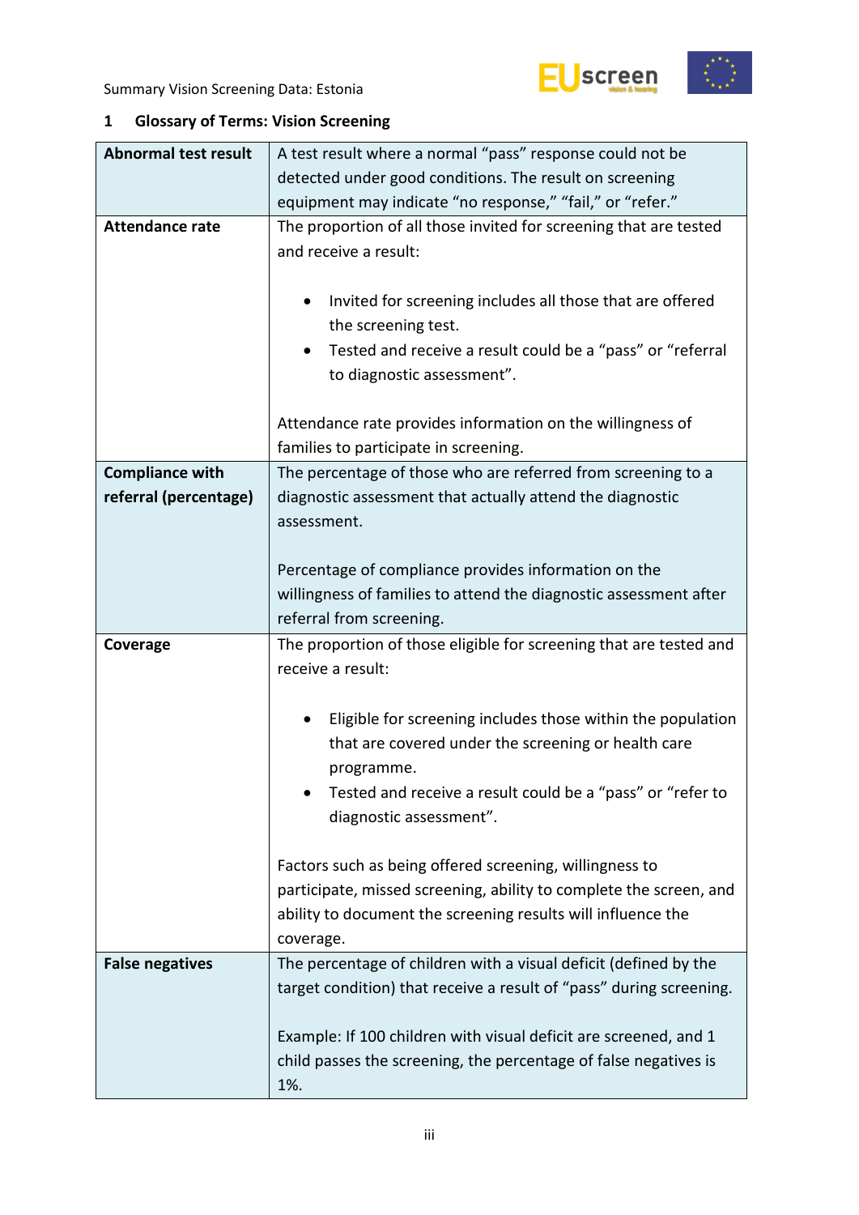# 1 Glossary of Terms: Vision Screening

| | |
|---|---|
| **Abnormal test result** | A test result where a normal "pass" response could not be detected under good conditions. The result on screening equipment may indicate "no response," "fail," or "refer." |
| **Attendance rate** | The proportion of all those invited for screening that are tested and receive a result:<br><br>• Invited for screening includes all those that are offered the screening test.<br>• Tested and receive a result could be a "pass" or "referral to diagnostic assessment".<br><br>Attendance rate provides information on the willingness of families to participate in screening. |
| **Compliance with referral (percentage)** | The percentage of those who are referred from screening to a diagnostic assessment that actually attend the diagnostic assessment.<br><br>Percentage of compliance provides information on the willingness of families to attend the diagnostic assessment after referral from screening. |
| **Coverage** | The proportion of those eligible for screening that are tested and receive a result:<br><br>• Eligible for screening includes those within the population that are covered under the screening or health care programme.<br>• Tested and receive a result could be a "pass" or "refer to diagnostic assessment".<br><br>Factors such as being offered screening, willingness to participate, missed screening, ability to complete the screen, and ability to document the screening results will influence the coverage. |
| **False negatives** | The percentage of children with a visual deficit (defined by the target condition) that receive a result of "pass" during screening.<br><br>Example: If 100 children with visual deficit are screened, and 1 child passes the screening, the percentage of false negatives is 1%. |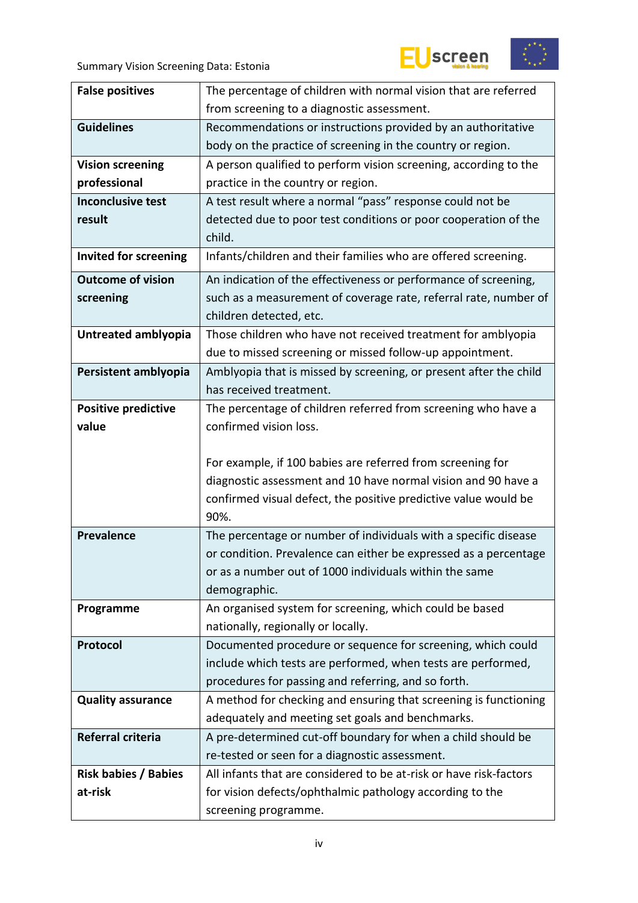| | |
|---|---|
| **False positives** | The percentage of children with normal vision that are referred from screening to a diagnostic assessment. |
| **Guidelines** | Recommendations or instructions provided by an authoritative body on the practice of screening in the country or region. |
| **Vision screening professional** | A person qualified to perform vision screening, according to the practice in the country or region. |
| **Inconclusive test result** | A test result where a normal "pass" response could not be detected due to poor test conditions or poor cooperation of the child. |
| **Invited for screening** | Infants/children and their families who are offered screening. |
| **Outcome of vision screening** | An indication of the effectiveness or performance of screening, such as a measurement of coverage rate, referral rate, number of children detected, etc. |
| **Untreated amblyopia** | Those children who have not received treatment for amblyopia due to missed screening or missed follow-up appointment. |
| **Persistent amblyopia** | Amblyopia that is missed by screening, or present after the child has received treatment. |
| **Positive predictive value** | The percentage of children referred from screening who have a confirmed vision loss.<br><br>For example, if 100 babies are referred from screening for diagnostic assessment and 10 have normal vision and 90 have a confirmed visual defect, the positive predictive value would be 90%. |
| **Prevalence** | The percentage or number of individuals with a specific disease or condition. Prevalence can either be expressed as a percentage or as a number out of 1000 individuals within the same demographic. |
| **Programme** | An organised system for screening, which could be based nationally, regionally or locally. |
| **Protocol** | Documented procedure or sequence for screening, which could include which tests are performed, when tests are performed, procedures for passing and referring, and so forth. |
| **Quality assurance** | A method for checking and ensuring that screening is functioning adequately and meeting set goals and benchmarks. |
| **Referral criteria** | A pre-determined cut-off boundary for when a child should be re-tested or seen for a diagnostic assessment. |
| **Risk babies / Babies at-risk** | All infants that are considered to be at-risk or have risk-factors for vision defects/ophthalmic pathology according to the screening programme. |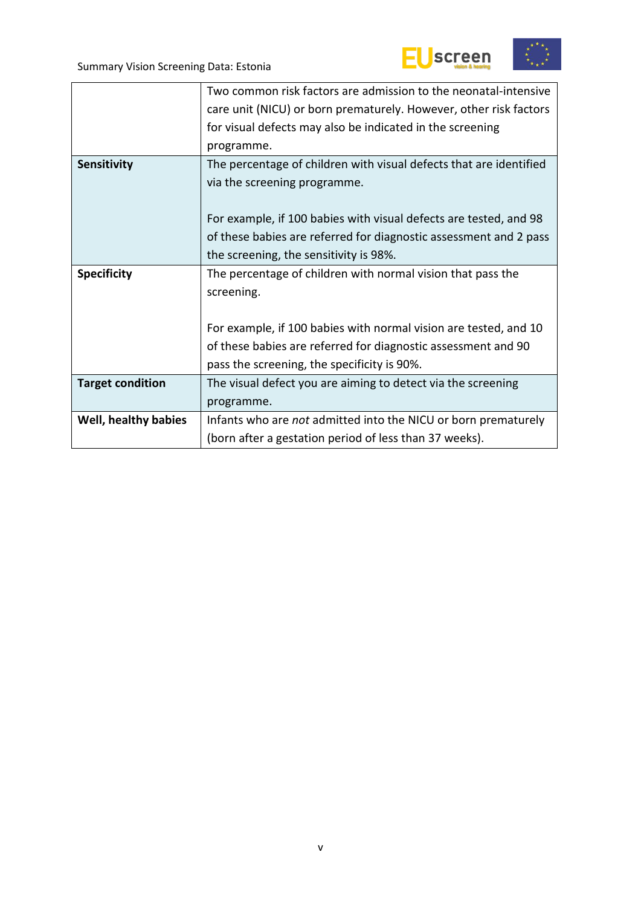| | |
|---|---|
| | Two common risk factors are admission to the neonatal-intensive care unit (NICU) or born prematurely. However, other risk factors for visual defects may also be indicated in the screening programme. |
| **Sensitivity** | The percentage of children with visual defects that are identified via the screening programme.<br><br>For example, if 100 babies with visual defects are tested, and 98 of these babies are referred for diagnostic assessment and 2 pass the screening, the sensitivity is 98%. |
| **Specificity** | The percentage of children with normal vision that pass the screening.<br><br>For example, if 100 babies with normal vision are tested, and 10 of these babies are referred for diagnostic assessment and 90 pass the screening, the specificity is 90%. |
| **Target condition** | The visual defect you are aiming to detect via the screening programme. |
| **Well, healthy babies** | Infants who are *not* admitted into the NICU or born prematurely (born after a gestation period of less than 37 weeks). |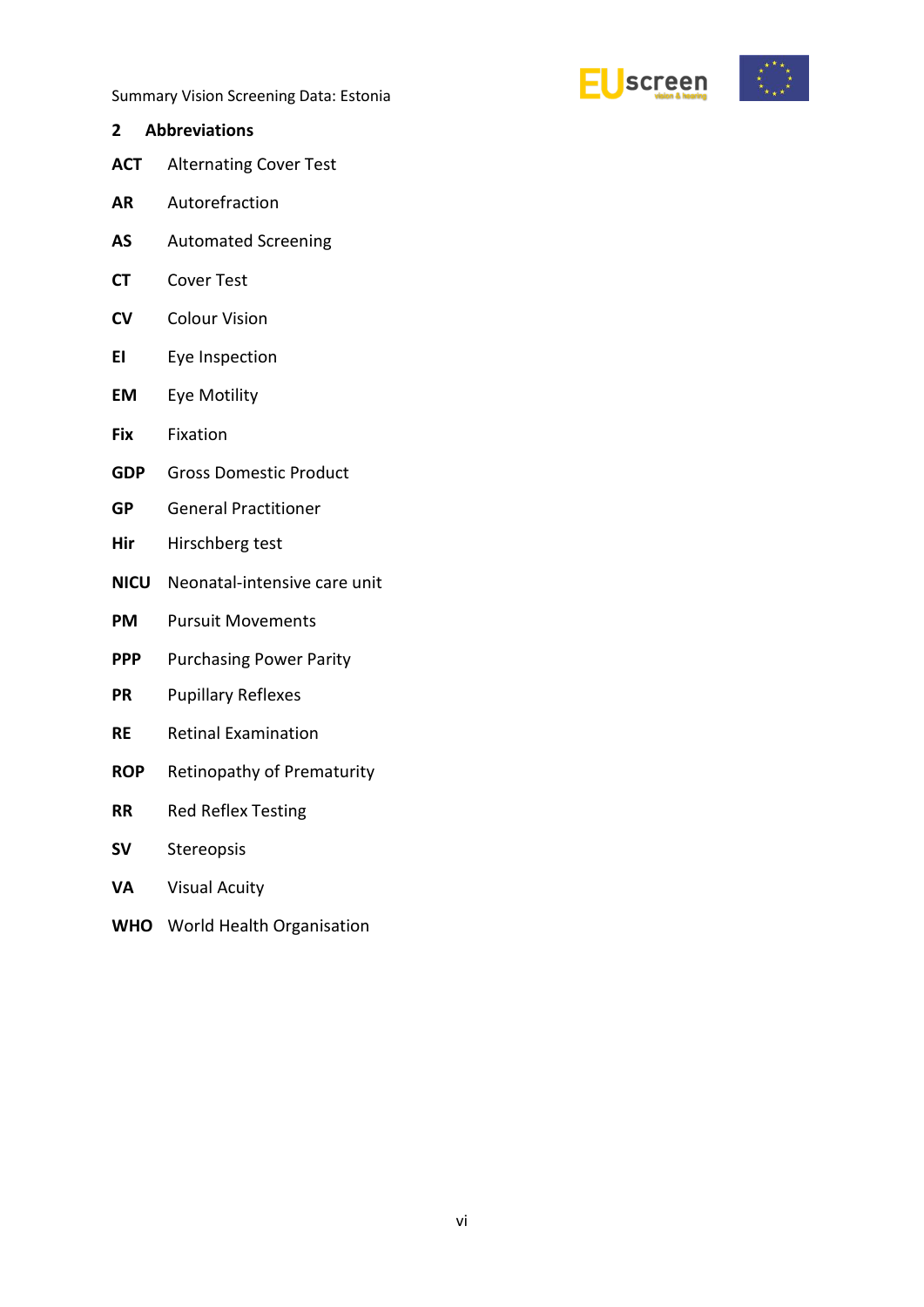## 2 Abbreviations

**ACT** Alternating Cover Test

**AR** Autorefraction

**AS** Automated Screening

**CT** Cover Test

**CV** Colour Vision

**EI** Eye Inspection

**EM** Eye Motility

**Fix** Fixation

**GDP** Gross Domestic Product

**GP** General Practitioner

**Hir** Hirschberg test

**NICU** Neonatal-intensive care unit

**PM** Pursuit Movements

**PPP** Purchasing Power Parity

**PR** Pupillary Reflexes

**RE** Retinal Examination

**ROP** Retinopathy of Prematurity

**RR** Red Reflex Testing

**SV** Stereopsis

**VA** Visual Acuity

**WHO** World Health Organisation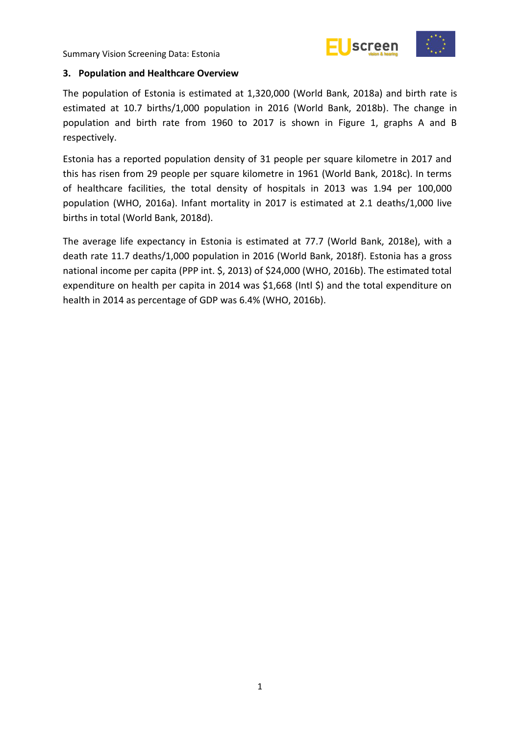## 3. Population and Healthcare Overview

The population of Estonia is estimated at 1,320,000 (World Bank, 2018a) and birth rate is estimated at 10.7 births/1,000 population in 2016 (World Bank, 2018b). The change in population and birth rate from 1960 to 2017 is shown in Figure 1, graphs A and B respectively.

Estonia has a reported population density of 31 people per square kilometre in 2017 and this has risen from 29 people per square kilometre in 1961 (World Bank, 2018c). In terms of healthcare facilities, the total density of hospitals in 2013 was 1.94 per 100,000 population (WHO, 2016a). Infant mortality in 2017 is estimated at 2.1 deaths/1,000 live births in total (World Bank, 2018d).

The average life expectancy in Estonia is estimated at 77.7 (World Bank, 2018e), with a death rate 11.7 deaths/1,000 population in 2016 (World Bank, 2018f). Estonia has a gross national income per capita (PPP int. $, 2013) of $24,000 (WHO, 2016b). The estimated total expenditure on health per capita in 2014 was $1,668 (Intl $) and the total expenditure on health in 2014 as percentage of GDP was 6.4% (WHO, 2016b).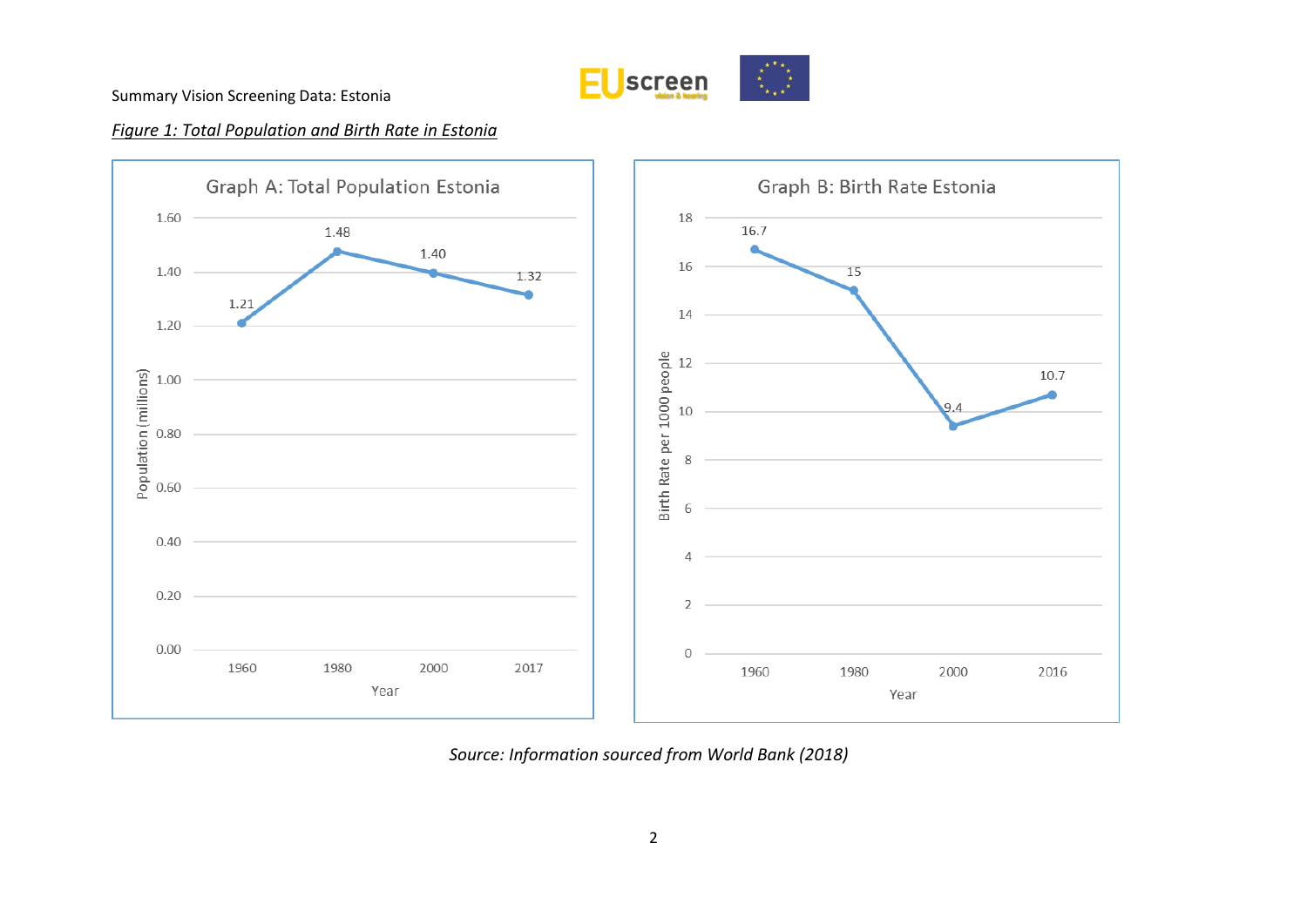*Figure 1: Total Population and Birth Rate in Estonia*

**Graph A: Total Population Estonia**

| Year | Population (millions) |
|---|---|
| 1960 | 1.21 |
| 1980 | 1.48 |
| 2000 | 1.40 |
| 2017 | 1.32 |

**Graph B: Birth Rate Estonia**

| Year | Birth Rate per 1000 people |
|---|---|
| 1960 | 16.7 |
| 1980 | 15 |
| 2000 | 9.4 |
| 2016 | 10.7 |

*Source: Information sourced from World Bank (2018)*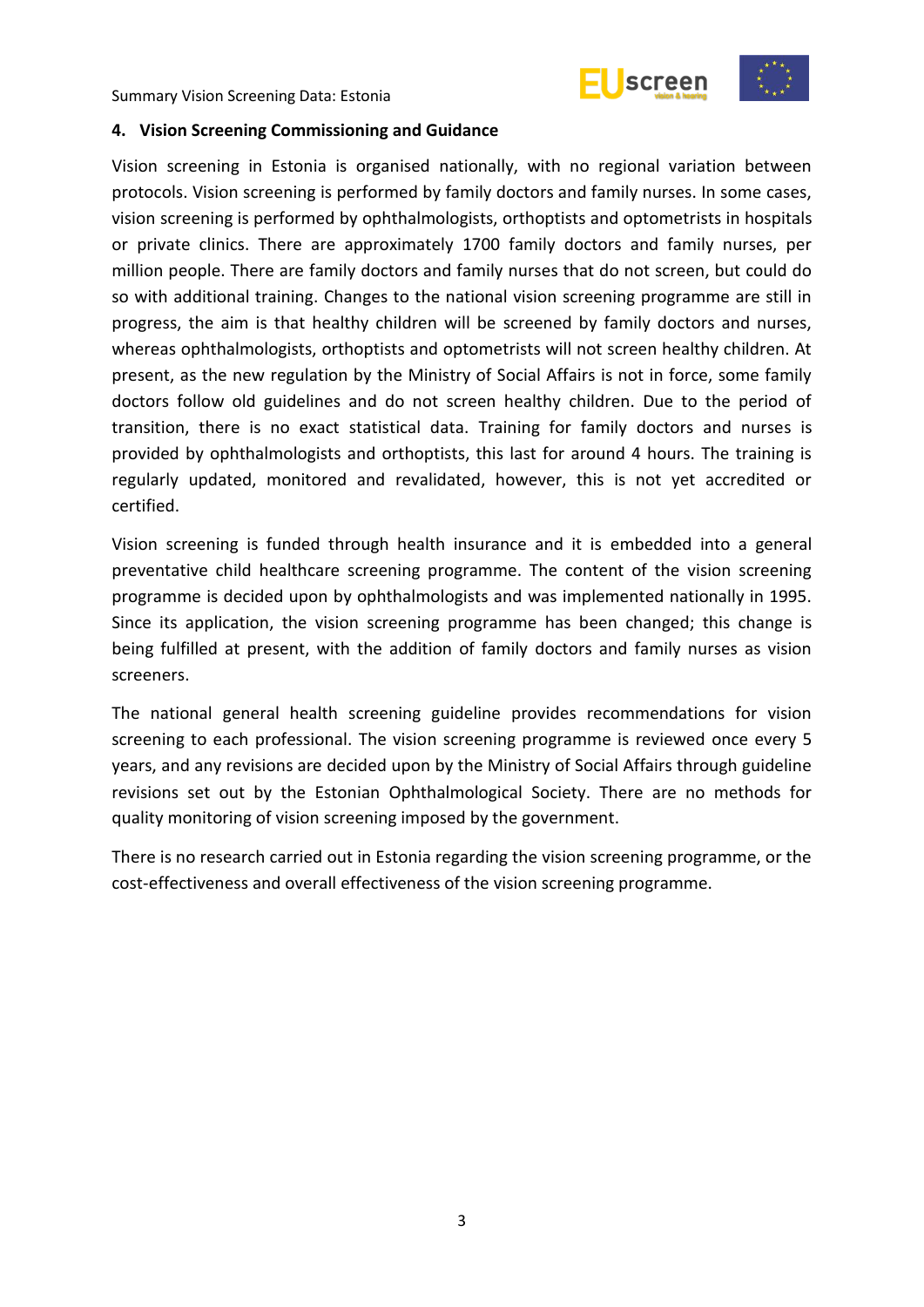## 4. Vision Screening Commissioning and Guidance

Vision screening in Estonia is organised nationally, with no regional variation between protocols. Vision screening is performed by family doctors and family nurses. In some cases, vision screening is performed by ophthalmologists, orthoptists and optometrists in hospitals or private clinics. There are approximately 1700 family doctors and family nurses, per million people. There are family doctors and family nurses that do not screen, but could do so with additional training. Changes to the national vision screening programme are still in progress, the aim is that healthy children will be screened by family doctors and nurses, whereas ophthalmologists, orthoptists and optometrists will not screen healthy children. At present, as the new regulation by the Ministry of Social Affairs is not in force, some family doctors follow old guidelines and do not screen healthy children. Due to the period of transition, there is no exact statistical data. Training for family doctors and nurses is provided by ophthalmologists and orthoptists, this last for around 4 hours. The training is regularly updated, monitored and revalidated, however, this is not yet accredited or certified.

Vision screening is funded through health insurance and it is embedded into a general preventative child healthcare screening programme. The content of the vision screening programme is decided upon by ophthalmologists and was implemented nationally in 1995. Since its application, the vision screening programme has been changed; this change is being fulfilled at present, with the addition of family doctors and family nurses as vision screeners.

The national general health screening guideline provides recommendations for vision screening to each professional. The vision screening programme is reviewed once every 5 years, and any revisions are decided upon by the Ministry of Social Affairs through guideline revisions set out by the Estonian Ophthalmological Society. There are no methods for quality monitoring of vision screening imposed by the government.

There is no research carried out in Estonia regarding the vision screening programme, or the cost-effectiveness and overall effectiveness of the vision screening programme.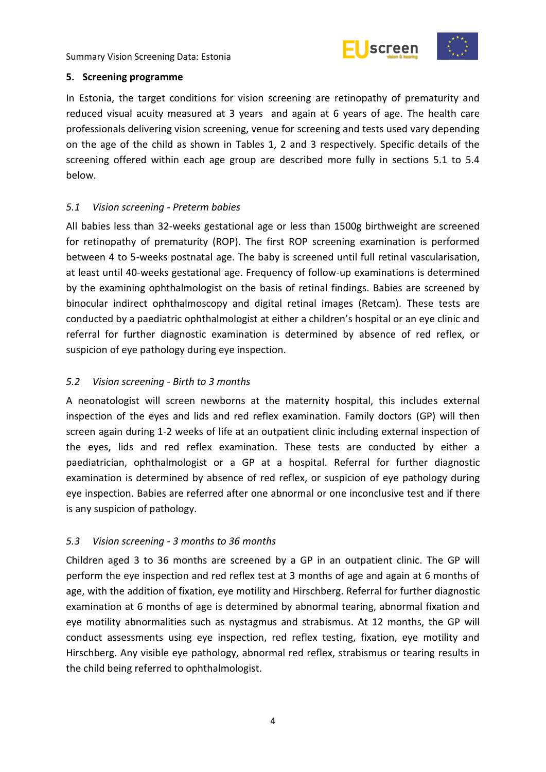## 5. Screening programme

In Estonia, the target conditions for vision screening are retinopathy of prematurity and reduced visual acuity measured at 3 years and again at 6 years of age. The health care professionals delivering vision screening, venue for screening and tests used vary depending on the age of the child as shown in Tables 1, 2 and 3 respectively. Specific details of the screening offered within each age group are described more fully in sections 5.1 to 5.4 below.

### *5.1 Vision screening - Preterm babies*

All babies less than 32-weeks gestational age or less than 1500g birthweight are screened for retinopathy of prematurity (ROP). The first ROP screening examination is performed between 4 to 5-weeks postnatal age. The baby is screened until full retinal vascularisation, at least until 40-weeks gestational age. Frequency of follow-up examinations is determined by the examining ophthalmologist on the basis of retinal findings. Babies are screened by binocular indirect ophthalmoscopy and digital retinal images (Retcam). These tests are conducted by a paediatric ophthalmologist at either a children's hospital or an eye clinic and referral for further diagnostic examination is determined by absence of red reflex, or suspicion of eye pathology during eye inspection.

### *5.2 Vision screening - Birth to 3 months*

A neonatologist will screen newborns at the maternity hospital, this includes external inspection of the eyes and lids and red reflex examination. Family doctors (GP) will then screen again during 1-2 weeks of life at an outpatient clinic including external inspection of the eyes, lids and red reflex examination. These tests are conducted by either a paediatrician, ophthalmologist or a GP at a hospital. Referral for further diagnostic examination is determined by absence of red reflex, or suspicion of eye pathology during eye inspection. Babies are referred after one abnormal or one inconclusive test and if there is any suspicion of pathology.

### *5.3 Vision screening - 3 months to 36 months*

Children aged 3 to 36 months are screened by a GP in an outpatient clinic. The GP will perform the eye inspection and red reflex test at 3 months of age and again at 6 months of age, with the addition of fixation, eye motility and Hirschberg. Referral for further diagnostic examination at 6 months of age is determined by abnormal tearing, abnormal fixation and eye motility abnormalities such as nystagmus and strabismus. At 12 months, the GP will conduct assessments using eye inspection, red reflex testing, fixation, eye motility and Hirschberg. Any visible eye pathology, abnormal red reflex, strabismus or tearing results in the child being referred to ophthalmologist.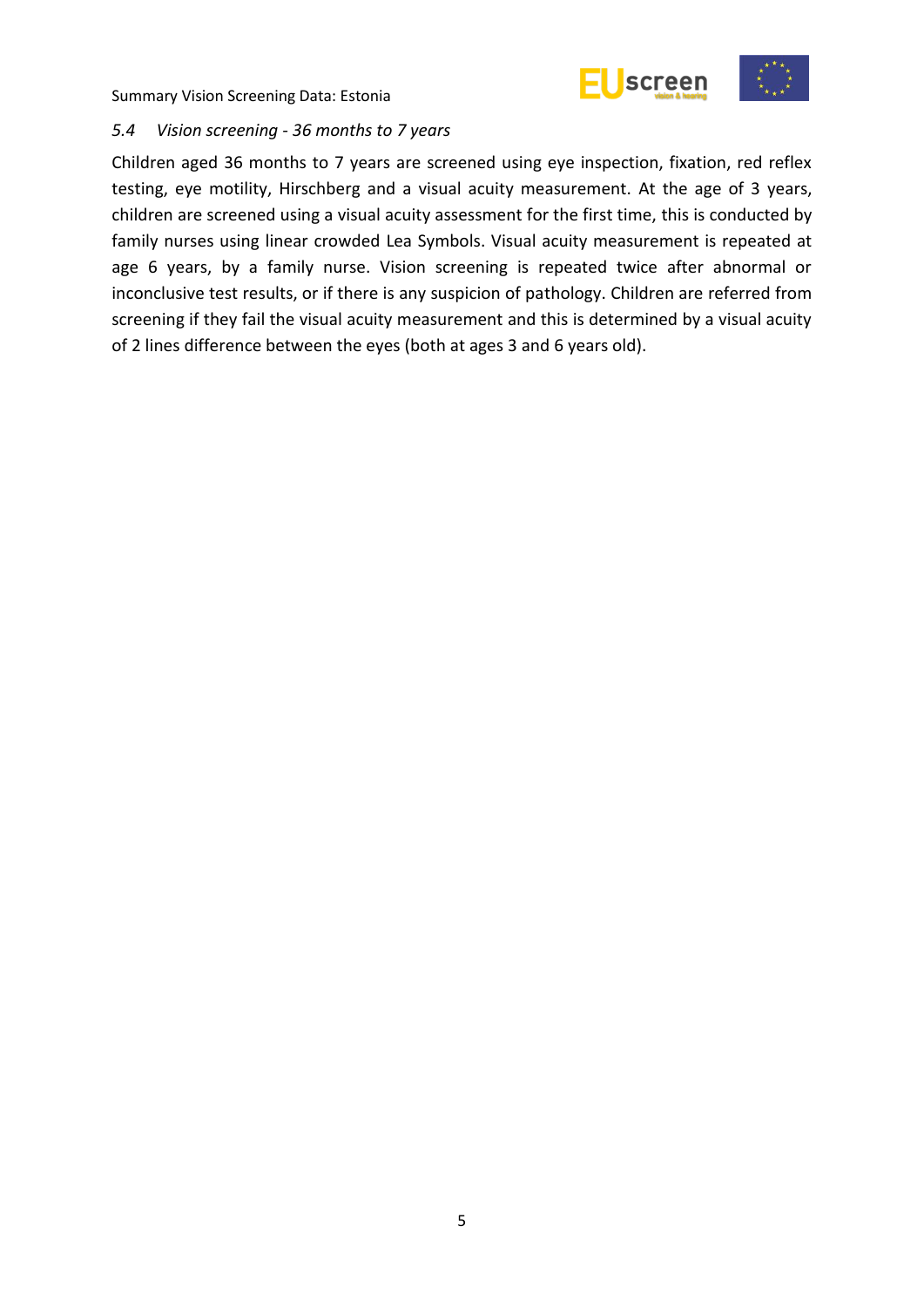### *5.4 Vision screening - 36 months to 7 years*

Children aged 36 months to 7 years are screened using eye inspection, fixation, red reflex testing, eye motility, Hirschberg and a visual acuity measurement. At the age of 3 years, children are screened using a visual acuity assessment for the first time, this is conducted by family nurses using linear crowded Lea Symbols. Visual acuity measurement is repeated at age 6 years, by a family nurse. Vision screening is repeated twice after abnormal or inconclusive test results, or if there is any suspicion of pathology. Children are referred from screening if they fail the visual acuity measurement and this is determined by a visual acuity of 2 lines difference between the eyes (both at ages 3 and 6 years old).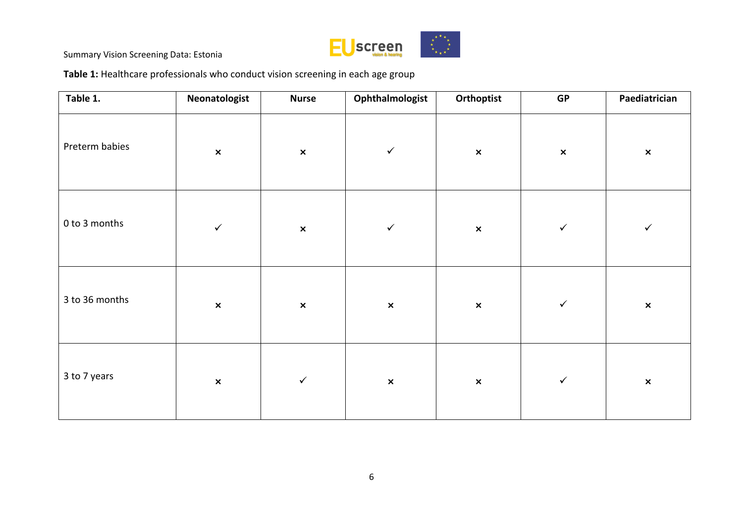Summary Vision Screening Data: Estonia

**Table 1:** Healthcare professionals who conduct vision screening in each age group

| Table 1. | Neonatologist | Nurse | Ophthalmologist | Orthoptist | GP | Paediatrician |
|---|---|---|---|---|---|---|
| Preterm babies | × | × | ✓ | × | × | × |
| 0 to 3 months | ✓ | × | ✓ | × | ✓ | ✓ |
| 3 to 36 months | × | × | × | × | ✓ | × |
| 3 to 7 years | × | ✓ | × | × | ✓ | × |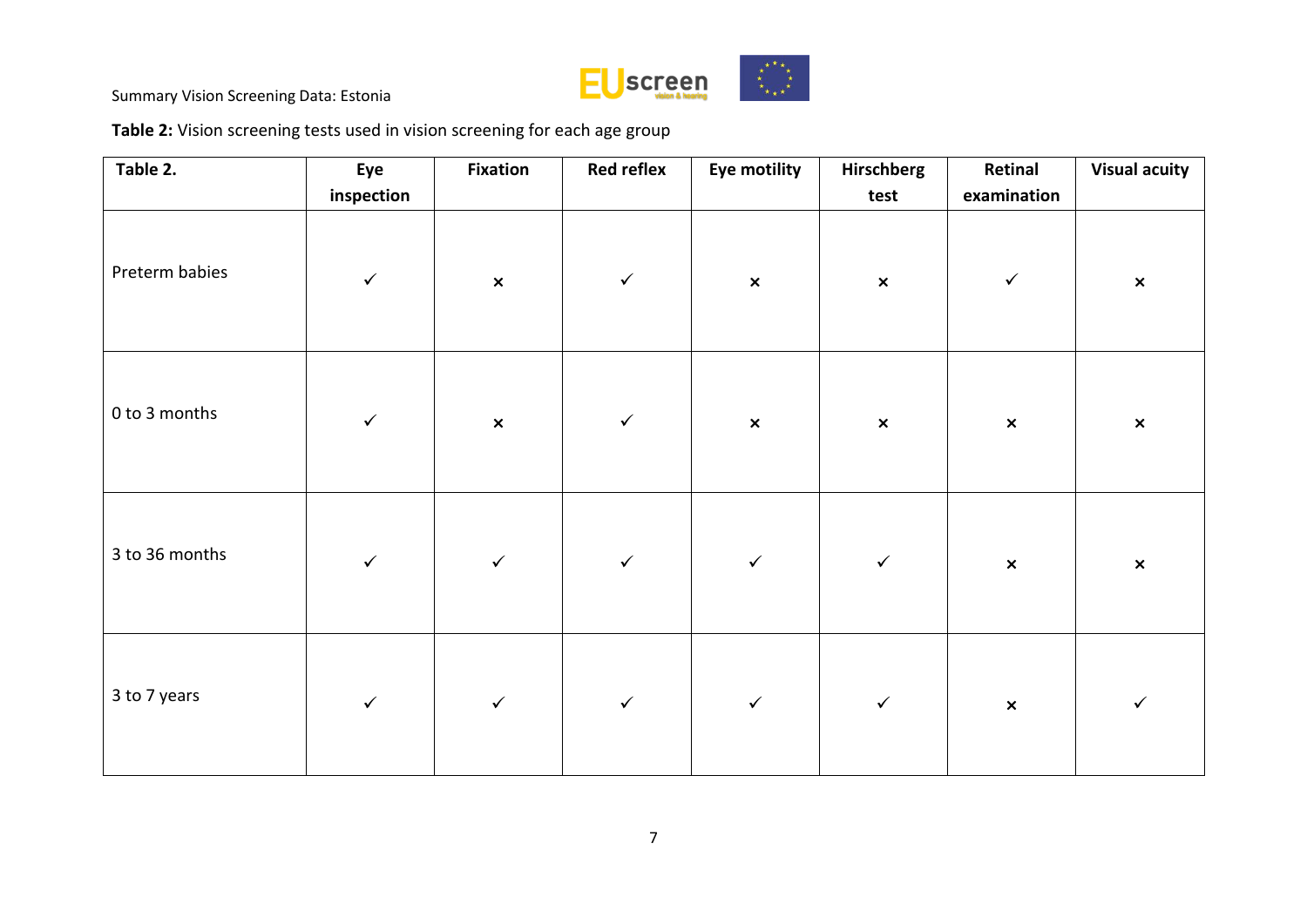**Table 2:** Vision screening tests used in vision screening for each age group

| Table 2. | Eye inspection | Fixation | Red reflex | Eye motility | Hirschberg test | Retinal examination | Visual acuity |
|---|---|---|---|---|---|---|---|
| Preterm babies | ✓ | × | ✓ | × | × | ✓ | × |
| 0 to 3 months | ✓ | × | ✓ | × | × | × | × |
| 3 to 36 months | ✓ | ✓ | ✓ | ✓ | ✓ | × | × |
| 3 to 7 years | ✓ | ✓ | ✓ | ✓ | ✓ | × | ✓ |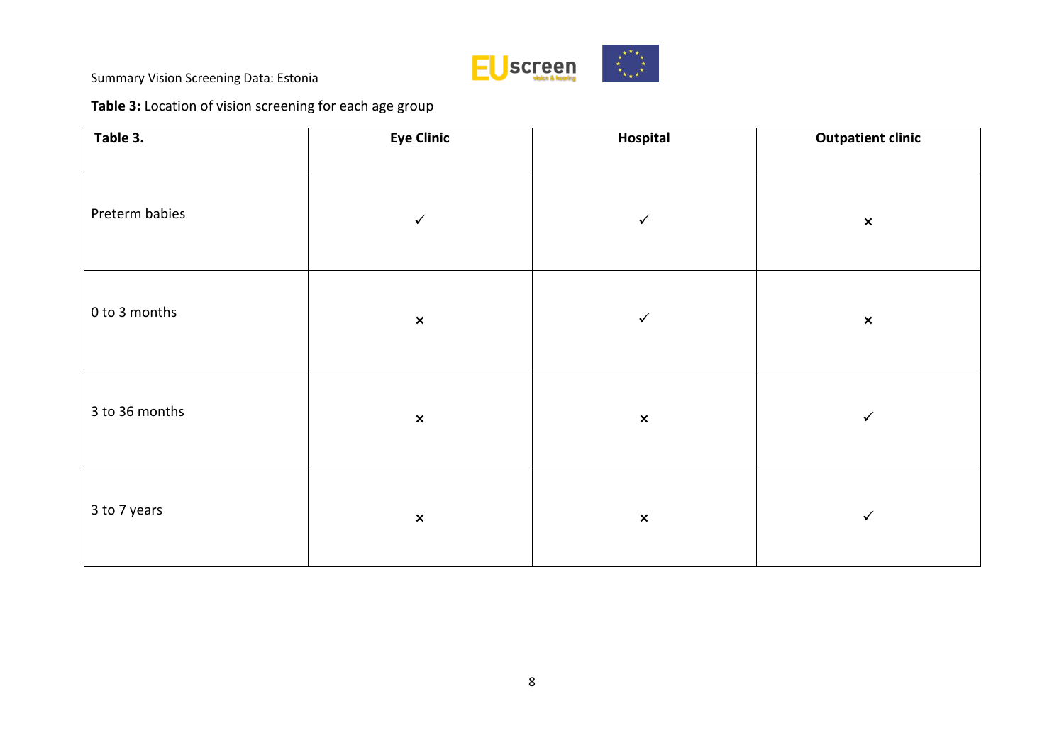Summary Vision Screening Data: Estonia

**Table 3:** Location of vision screening for each age group

| **Table 3.** | **Eye Clinic** | **Hospital** | **Outpatient clinic** |
|---|---|---|---|
| Preterm babies | ✓ | ✓ | × |
| 0 to 3 months | × | ✓ | × |
| 3 to 36 months | × | × | ✓ |
| 3 to 7 years | × | × | ✓ |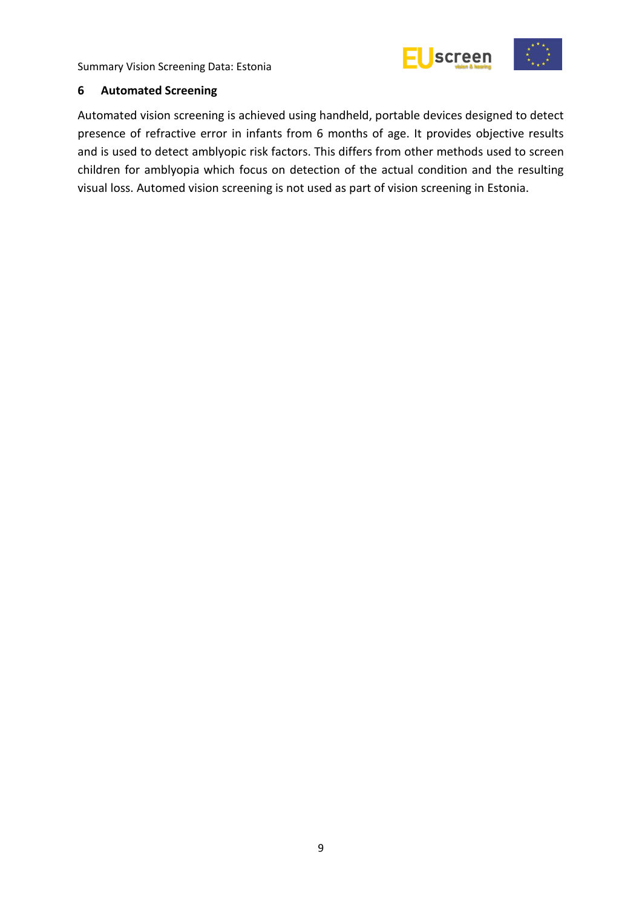## 6 Automated Screening

Automated vision screening is achieved using handheld, portable devices designed to detect presence of refractive error in infants from 6 months of age. It provides objective results and is used to detect amblyopic risk factors. This differs from other methods used to screen children for amblyopia which focus on detection of the actual condition and the resulting visual loss. Automed vision screening is not used as part of vision screening in Estonia.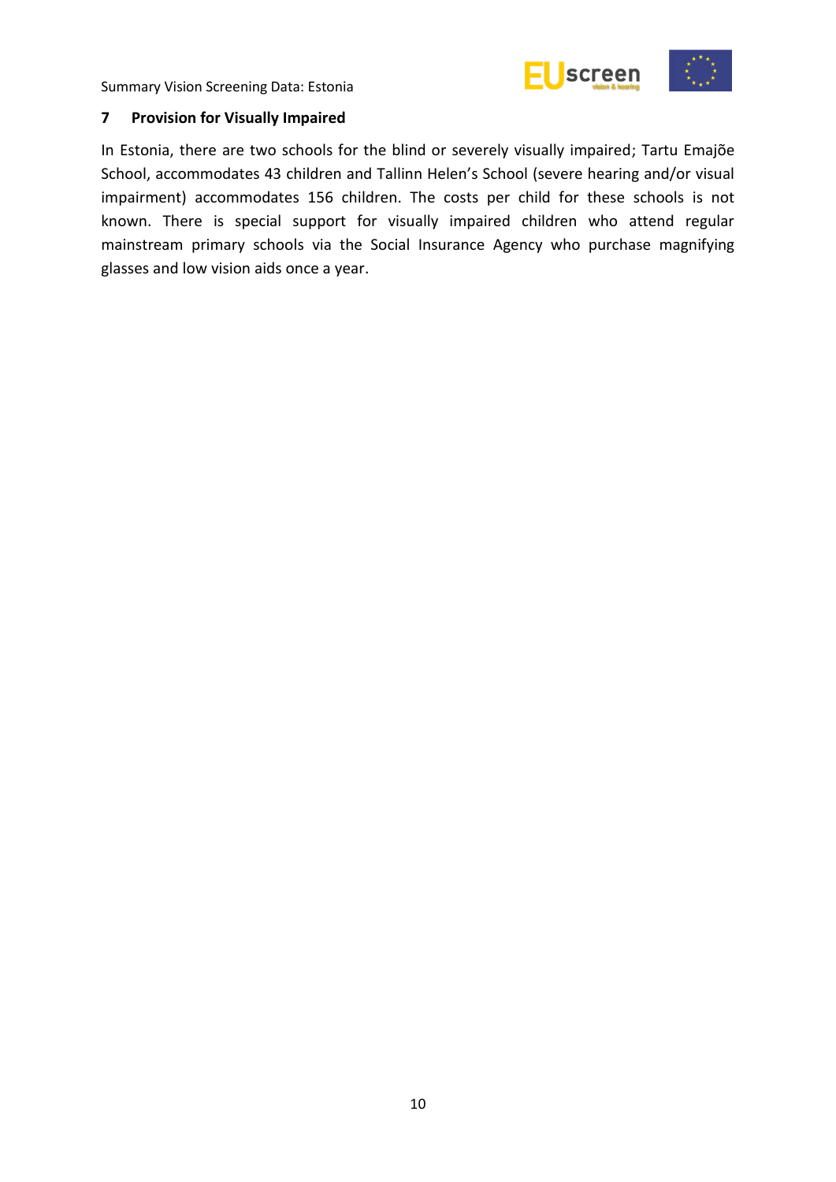## 7 Provision for Visually Impaired

In Estonia, there are two schools for the blind or severely visually impaired; Tartu Emajõe School, accommodates 43 children and Tallinn Helen's School (severe hearing and/or visual impairment) accommodates 156 children. The costs per child for these schools is not known. There is special support for visually impaired children who attend regular mainstream primary schools via the Social Insurance Agency who purchase magnifying glasses and low vision aids once a year.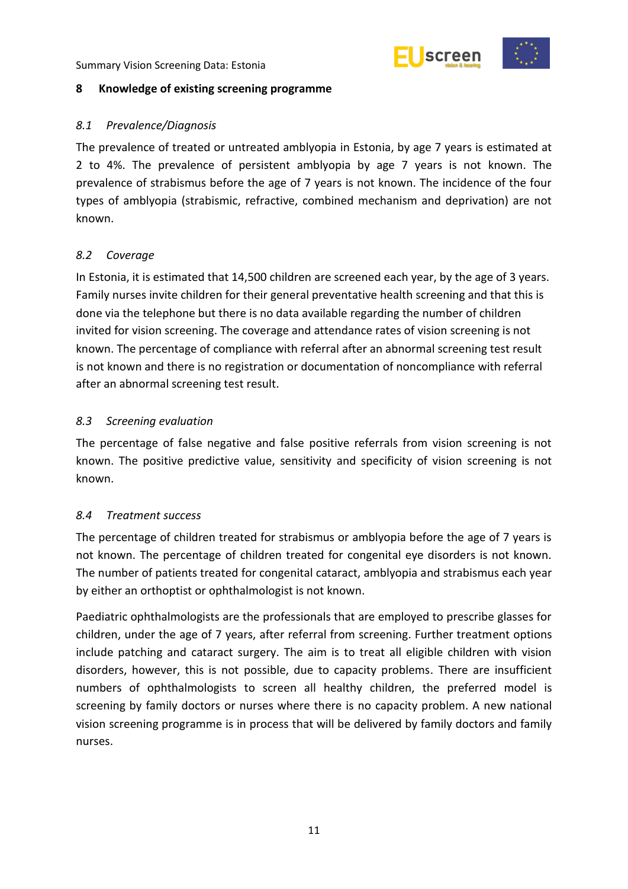## 8 Knowledge of existing screening programme

### *8.1 Prevalence/Diagnosis*

The prevalence of treated or untreated amblyopia in Estonia, by age 7 years is estimated at 2 to 4%. The prevalence of persistent amblyopia by age 7 years is not known. The prevalence of strabismus before the age of 7 years is not known. The incidence of the four types of amblyopia (strabismic, refractive, combined mechanism and deprivation) are not known.

### *8.2 Coverage*

In Estonia, it is estimated that 14,500 children are screened each year, by the age of 3 years. Family nurses invite children for their general preventative health screening and that this is done via the telephone but there is no data available regarding the number of children invited for vision screening. The coverage and attendance rates of vision screening is not known. The percentage of compliance with referral after an abnormal screening test result is not known and there is no registration or documentation of noncompliance with referral after an abnormal screening test result.

### *8.3 Screening evaluation*

The percentage of false negative and false positive referrals from vision screening is not known. The positive predictive value, sensitivity and specificity of vision screening is not known.

### *8.4 Treatment success*

The percentage of children treated for strabismus or amblyopia before the age of 7 years is not known. The percentage of children treated for congenital eye disorders is not known. The number of patients treated for congenital cataract, amblyopia and strabismus each year by either an orthoptist or ophthalmologist is not known.

Paediatric ophthalmologists are the professionals that are employed to prescribe glasses for children, under the age of 7 years, after referral from screening. Further treatment options include patching and cataract surgery. The aim is to treat all eligible children with vision disorders, however, this is not possible, due to capacity problems. There are insufficient numbers of ophthalmologists to screen all healthy children, the preferred model is screening by family doctors or nurses where there is no capacity problem. A new national vision screening programme is in process that will be delivered by family doctors and family nurses.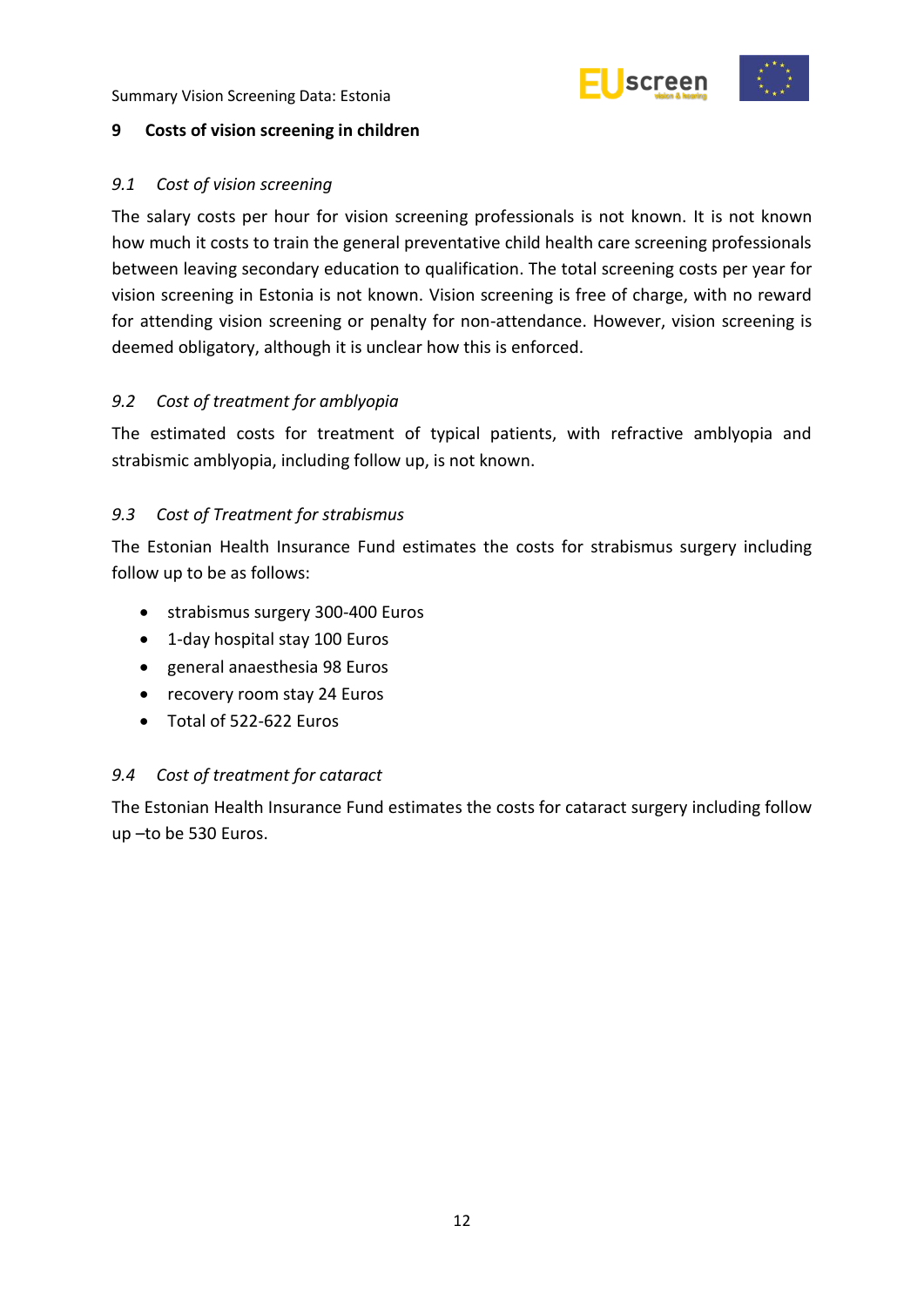## 9 Costs of vision screening in children

### *9.1 Cost of vision screening*

The salary costs per hour for vision screening professionals is not known. It is not known how much it costs to train the general preventative child health care screening professionals between leaving secondary education to qualification. The total screening costs per year for vision screening in Estonia is not known. Vision screening is free of charge, with no reward for attending vision screening or penalty for non-attendance. However, vision screening is deemed obligatory, although it is unclear how this is enforced.

### *9.2 Cost of treatment for amblyopia*

The estimated costs for treatment of typical patients, with refractive amblyopia and strabismic amblyopia, including follow up, is not known.

### *9.3 Cost of Treatment for strabismus*

The Estonian Health Insurance Fund estimates the costs for strabismus surgery including follow up to be as follows:

- strabismus surgery 300-400 Euros
- 1-day hospital stay 100 Euros
- general anaesthesia 98 Euros
- recovery room stay 24 Euros
- Total of 522-622 Euros

### *9.4 Cost of treatment for cataract*

The Estonian Health Insurance Fund estimates the costs for cataract surgery including follow up –to be 530 Euros.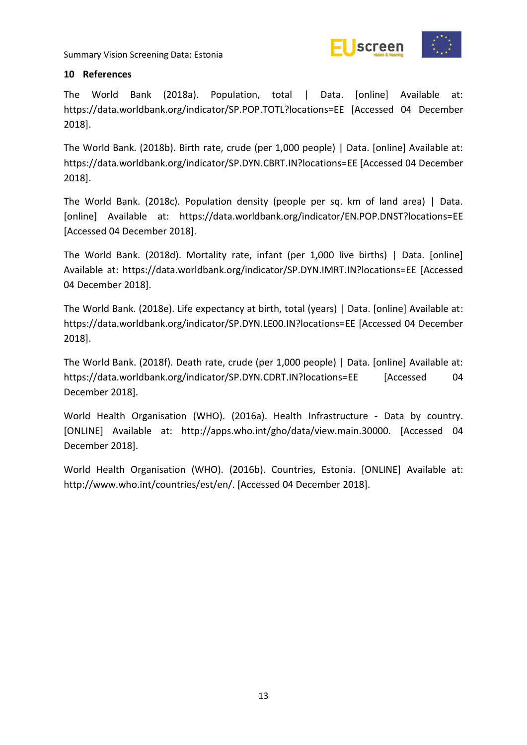## 10 References

The World Bank (2018a). Population, total | Data. [online] Available at: https://data.worldbank.org/indicator/SP.POP.TOTL?locations=EE [Accessed 04 December 2018].

The World Bank. (2018b). Birth rate, crude (per 1,000 people) | Data. [online] Available at: https://data.worldbank.org/indicator/SP.DYN.CBRT.IN?locations=EE [Accessed 04 December 2018].

The World Bank. (2018c). Population density (people per sq. km of land area) | Data. [online] Available at: https://data.worldbank.org/indicator/EN.POP.DNST?locations=EE [Accessed 04 December 2018].

The World Bank. (2018d). Mortality rate, infant (per 1,000 live births) | Data. [online] Available at: https://data.worldbank.org/indicator/SP.DYN.IMRT.IN?locations=EE [Accessed 04 December 2018].

The World Bank. (2018e). Life expectancy at birth, total (years) | Data. [online] Available at: https://data.worldbank.org/indicator/SP.DYN.LE00.IN?locations=EE [Accessed 04 December 2018].

The World Bank. (2018f). Death rate, crude (per 1,000 people) | Data. [online] Available at: https://data.worldbank.org/indicator/SP.DYN.CDRT.IN?locations=EE [Accessed 04 December 2018].

World Health Organisation (WHO). (2016a). Health Infrastructure - Data by country. [ONLINE] Available at: http://apps.who.int/gho/data/view.main.30000. [Accessed 04 December 2018].

World Health Organisation (WHO). (2016b). Countries, Estonia. [ONLINE] Available at: http://www.who.int/countries/est/en/. [Accessed 04 December 2018].